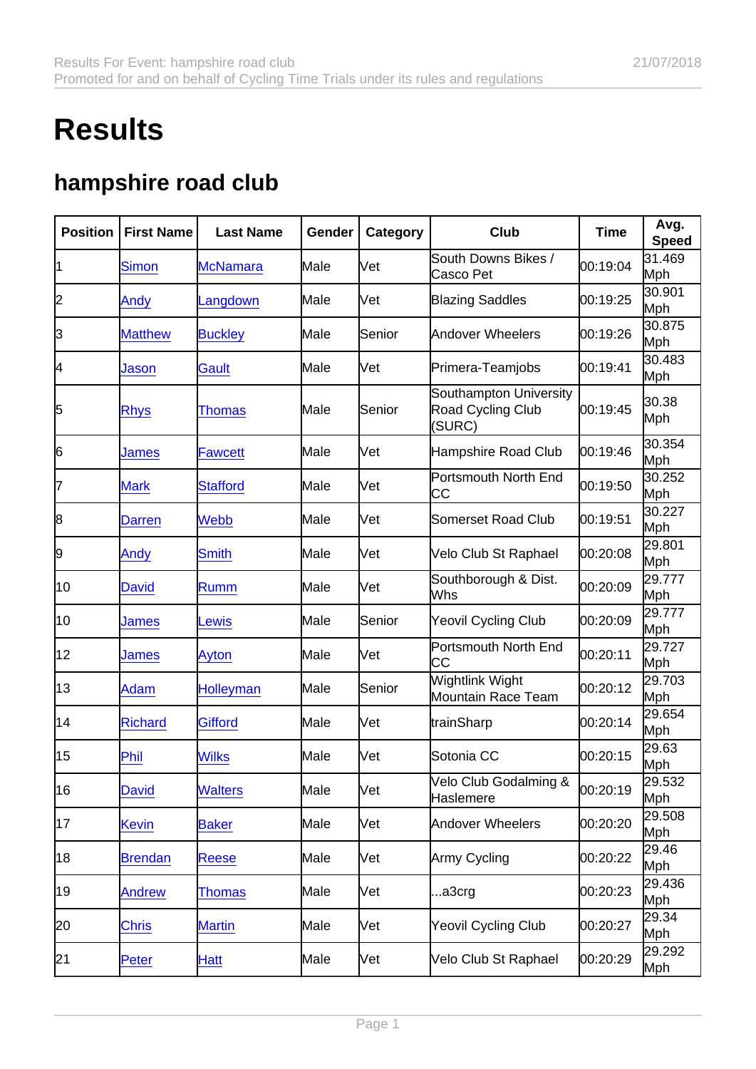# Results

## hampshire road club

| Position | First Name | Last Name | Gender | Category | Club | Time | Avg. Speed |
|---|---|---|---|---|---|---|---|
| 1 | Simon | McNamara | Male | Vet | South Downs Bikes / Casco Pet | 00:19:04 | 31.469 Mph |
| 2 | Andy | Langdown | Male | Vet | Blazing Saddles | 00:19:25 | 30.901 Mph |
| 3 | Matthew | Buckley | Male | Senior | Andover Wheelers | 00:19:26 | 30.875 Mph |
| 4 | Jason | Gault | Male | Vet | Primera-Teamjobs | 00:19:41 | 30.483 Mph |
| 5 | Rhys | Thomas | Male | Senior | Southampton University Road Cycling Club (SURC) | 00:19:45 | 30.38 Mph |
| 6 | James | Fawcett | Male | Vet | Hampshire Road Club | 00:19:46 | 30.354 Mph |
| 7 | Mark | Stafford | Male | Vet | Portsmouth North End CC | 00:19:50 | 30.252 Mph |
| 8 | Darren | Webb | Male | Vet | Somerset Road Club | 00:19:51 | 30.227 Mph |
| 9 | Andy | Smith | Male | Vet | Velo Club St Raphael | 00:20:08 | 29.801 Mph |
| 10 | David | Rumm | Male | Vet | Southborough & Dist. Whs | 00:20:09 | 29.777 Mph |
| 10 | James | Lewis | Male | Senior | Yeovil Cycling Club | 00:20:09 | 29.777 Mph |
| 12 | James | Ayton | Male | Vet | Portsmouth North End CC | 00:20:11 | 29.727 Mph |
| 13 | Adam | Holleyman | Male | Senior | Wightlink Wight Mountain Race Team | 00:20:12 | 29.703 Mph |
| 14 | Richard | Gifford | Male | Vet | trainSharp | 00:20:14 | 29.654 Mph |
| 15 | Phil | Wilks | Male | Vet | Sotonia CC | 00:20:15 | 29.63 Mph |
| 16 | David | Walters | Male | Vet | Velo Club Godalming & Haslemere | 00:20:19 | 29.532 Mph |
| 17 | Kevin | Baker | Male | Vet | Andover Wheelers | 00:20:20 | 29.508 Mph |
| 18 | Brendan | Reese | Male | Vet | Army Cycling | 00:20:22 | 29.46 Mph |
| 19 | Andrew | Thomas | Male | Vet | ...a3crg | 00:20:23 | 29.436 Mph |
| 20 | Chris | Martin | Male | Vet | Yeovil Cycling Club | 00:20:27 | 29.34 Mph |
| 21 | Peter | Hatt | Male | Vet | Velo Club St Raphael | 00:20:29 | 29.292 Mph |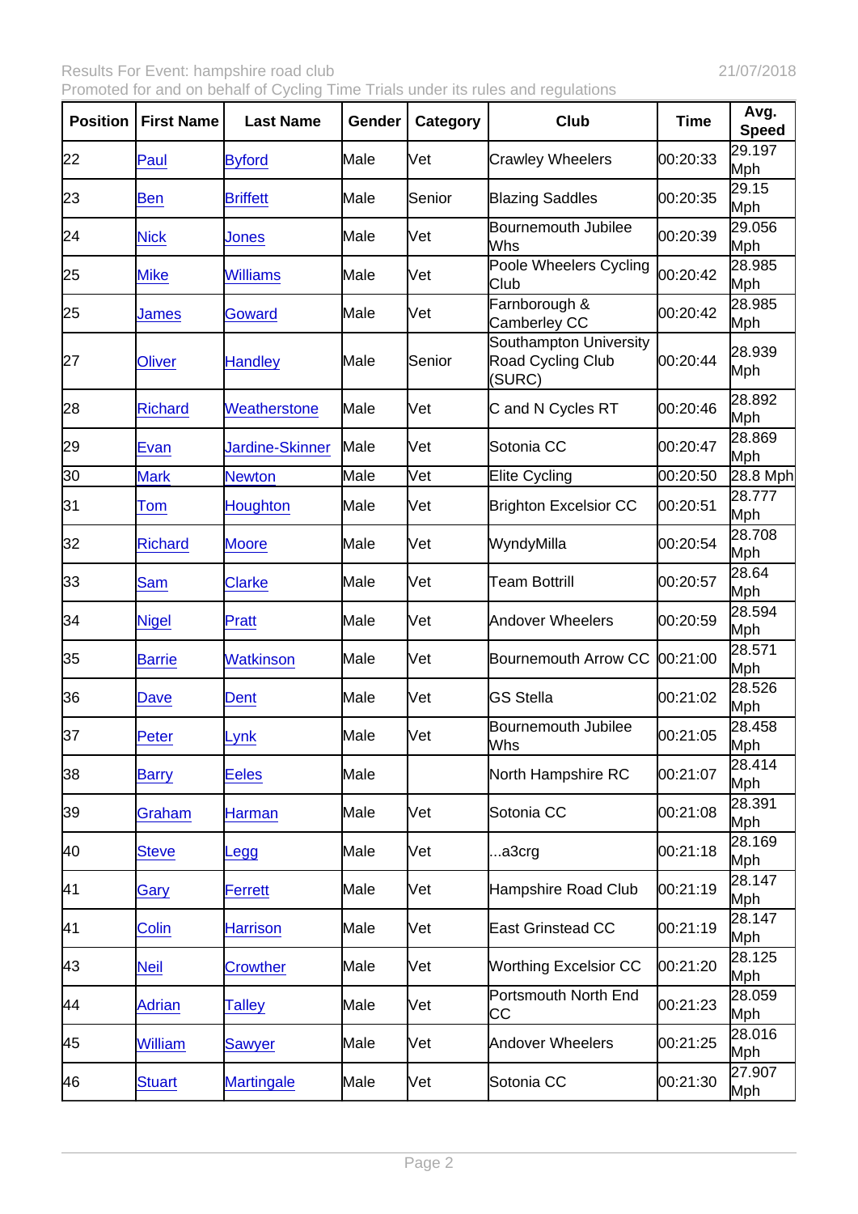Results For Event: hampshire road club 21/07/2018
Promoted for and on behalf of Cycling Time Trials under its rules and regulations

| Position | First Name | Last Name | Gender | Category | Club | Time | Avg. Speed |
|---|---|---|---|---|---|---|---|
| 22 | Paul | Byford | Male | Vet | Crawley Wheelers | 00:20:33 | 29.197 Mph |
| 23 | Ben | Briffett | Male | Senior | Blazing Saddles | 00:20:35 | 29.15 Mph |
| 24 | Nick | Jones | Male | Vet | Bournemouth Jubilee Whs | 00:20:39 | 29.056 Mph |
| 25 | Mike | Williams | Male | Vet | Poole Wheelers Cycling Club | 00:20:42 | 28.985 Mph |
| 25 | James | Goward | Male | Vet | Farnborough & Camberley CC | 00:20:42 | 28.985 Mph |
| 27 | Oliver | Handley | Male | Senior | Southampton University Road Cycling Club (SURC) | 00:20:44 | 28.939 Mph |
| 28 | Richard | Weatherstone | Male | Vet | C and N Cycles RT | 00:20:46 | 28.892 Mph |
| 29 | Evan | Jardine-Skinner | Male | Vet | Sotonia CC | 00:20:47 | 28.869 Mph |
| 30 | Mark | Newton | Male | Vet | Elite Cycling | 00:20:50 | 28.8 Mph |
| 31 | Tom | Houghton | Male | Vet | Brighton Excelsior CC | 00:20:51 | 28.777 Mph |
| 32 | Richard | Moore | Male | Vet | WyndyMilla | 00:20:54 | 28.708 Mph |
| 33 | Sam | Clarke | Male | Vet | Team Bottrill | 00:20:57 | 28.64 Mph |
| 34 | Nigel | Pratt | Male | Vet | Andover Wheelers | 00:20:59 | 28.594 Mph |
| 35 | Barrie | Watkinson | Male | Vet | Bournemouth Arrow CC | 00:21:00 | 28.571 Mph |
| 36 | Dave | Dent | Male | Vet | GS Stella | 00:21:02 | 28.526 Mph |
| 37 | Peter | Lynk | Male | Vet | Bournemouth Jubilee Whs | 00:21:05 | 28.458 Mph |
| 38 | Barry | Eeles | Male | | North Hampshire RC | 00:21:07 | 28.414 Mph |
| 39 | Graham | Harman | Male | Vet | Sotonia CC | 00:21:08 | 28.391 Mph |
| 40 | Steve | Legg | Male | Vet | ...a3crg | 00:21:18 | 28.169 Mph |
| 41 | Gary | Ferrett | Male | Vet | Hampshire Road Club | 00:21:19 | 28.147 Mph |
| 41 | Colin | Harrison | Male | Vet | East Grinstead CC | 00:21:19 | 28.147 Mph |
| 43 | Neil | Crowther | Male | Vet | Worthing Excelsior CC | 00:21:20 | 28.125 Mph |
| 44 | Adrian | Talley | Male | Vet | Portsmouth North End CC | 00:21:23 | 28.059 Mph |
| 45 | William | Sawyer | Male | Vet | Andover Wheelers | 00:21:25 | 28.016 Mph |
| 46 | Stuart | Martingale | Male | Vet | Sotonia CC | 00:21:30 | 27.907 Mph |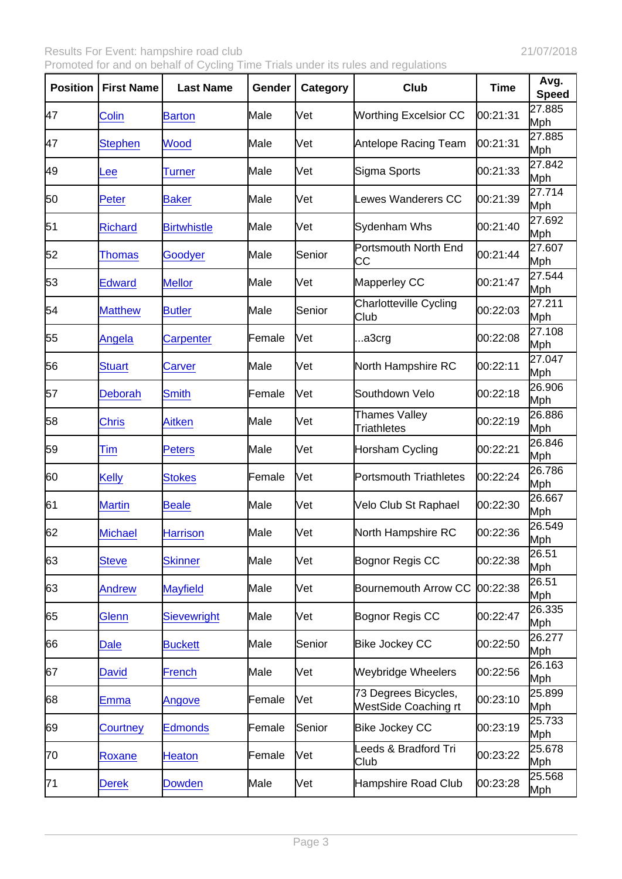| Position | First Name | Last Name | Gender | Category | Club | Time | Avg. Speed |
|---|---|---|---|---|---|---|---|
| 47 | Colin | Barton | Male | Vet | Worthing Excelsior CC | 00:21:31 | 27.885 Mph |
| 47 | Stephen | Wood | Male | Vet | Antelope Racing Team | 00:21:31 | 27.885 Mph |
| 49 | Lee | Turner | Male | Vet | Sigma Sports | 00:21:33 | 27.842 Mph |
| 50 | Peter | Baker | Male | Vet | Lewes Wanderers CC | 00:21:39 | 27.714 Mph |
| 51 | Richard | Birtwhistle | Male | Vet | Sydenham Whs | 00:21:40 | 27.692 Mph |
| 52 | Thomas | Goodyer | Male | Senior | Portsmouth North End CC | 00:21:44 | 27.607 Mph |
| 53 | Edward | Mellor | Male | Vet | Mapperley CC | 00:21:47 | 27.544 Mph |
| 54 | Matthew | Butler | Male | Senior | Charlotteville Cycling Club | 00:22:03 | 27.211 Mph |
| 55 | Angela | Carpenter | Female | Vet | ...a3crg | 00:22:08 | 27.108 Mph |
| 56 | Stuart | Carver | Male | Vet | North Hampshire RC | 00:22:11 | 27.047 Mph |
| 57 | Deborah | Smith | Female | Vet | Southdown Velo | 00:22:18 | 26.906 Mph |
| 58 | Chris | Aitken | Male | Vet | Thames Valley Triathletes | 00:22:19 | 26.886 Mph |
| 59 | Tim | Peters | Male | Vet | Horsham Cycling | 00:22:21 | 26.846 Mph |
| 60 | Kelly | Stokes | Female | Vet | Portsmouth Triathletes | 00:22:24 | 26.786 Mph |
| 61 | Martin | Beale | Male | Vet | Velo Club St Raphael | 00:22:30 | 26.667 Mph |
| 62 | Michael | Harrison | Male | Vet | North Hampshire RC | 00:22:36 | 26.549 Mph |
| 63 | Steve | Skinner | Male | Vet | Bognor Regis CC | 00:22:38 | 26.51 Mph |
| 63 | Andrew | Mayfield | Male | Vet | Bournemouth Arrow CC | 00:22:38 | 26.51 Mph |
| 65 | Glenn | Sievewright | Male | Vet | Bognor Regis CC | 00:22:47 | 26.335 Mph |
| 66 | Dale | Buckett | Male | Senior | Bike Jockey CC | 00:22:50 | 26.277 Mph |
| 67 | David | French | Male | Vet | Weybridge Wheelers | 00:22:56 | 26.163 Mph |
| 68 | Emma | Angove | Female | Vet | 73 Degrees Bicycles, WestSide Coaching rt | 00:23:10 | 25.899 Mph |
| 69 | Courtney | Edmonds | Female | Senior | Bike Jockey CC | 00:23:19 | 25.733 Mph |
| 70 | Roxane | Heaton | Female | Vet | Leeds & Bradford Tri Club | 00:23:22 | 25.678 Mph |
| 71 | Derek | Dowden | Male | Vet | Hampshire Road Club | 00:23:28 | 25.568 Mph |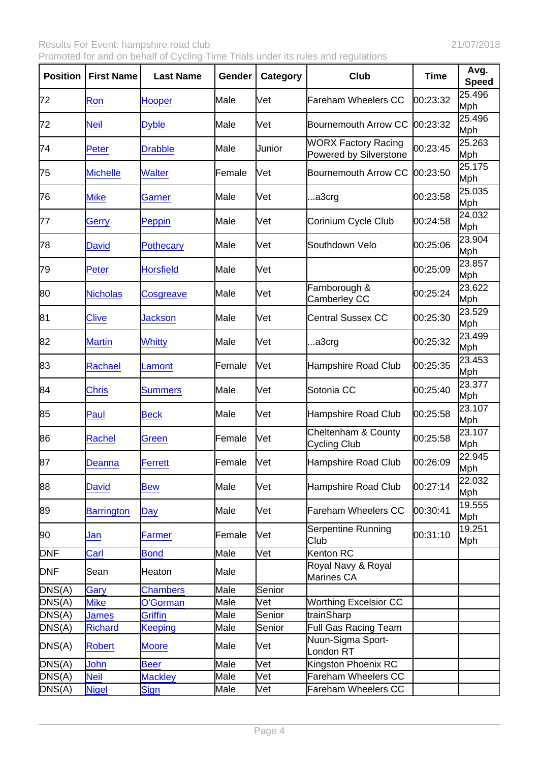| Position | First Name | Last Name | Gender | Category | Club | Time | Avg. Speed |
|---|---|---|---|---|---|---|---|
| 72 | Ron | Hooper | Male | Vet | Fareham Wheelers CC | 00:23:32 | 25.496 Mph |
| 72 | Neil | Dyble | Male | Vet | Bournemouth Arrow CC | 00:23:32 | 25.496 Mph |
| 74 | Peter | Drabble | Male | Junior | WORX Factory Racing Powered by Silverstone | 00:23:45 | 25.263 Mph |
| 75 | Michelle | Walter | Female | Vet | Bournemouth Arrow CC | 00:23:50 | 25.175 Mph |
| 76 | Mike | Garner | Male | Vet | ...a3crg | 00:23:58 | 25.035 Mph |
| 77 | Gerry | Peppin | Male | Vet | Corinium Cycle Club | 00:24:58 | 24.032 Mph |
| 78 | David | Pothecary | Male | Vet | Southdown Velo | 00:25:06 | 23.904 Mph |
| 79 | Peter | Horsfield | Male | Vet | | 00:25:09 | 23.857 Mph |
| 80 | Nicholas | Cosgreave | Male | Vet | Farnborough & Camberley CC | 00:25:24 | 23.622 Mph |
| 81 | Clive | Jackson | Male | Vet | Central Sussex CC | 00:25:30 | 23.529 Mph |
| 82 | Martin | Whitty | Male | Vet | ...a3crg | 00:25:32 | 23.499 Mph |
| 83 | Rachael | Lamont | Female | Vet | Hampshire Road Club | 00:25:35 | 23.453 Mph |
| 84 | Chris | Summers | Male | Vet | Sotonia CC | 00:25:40 | 23.377 Mph |
| 85 | Paul | Beck | Male | Vet | Hampshire Road Club | 00:25:58 | 23.107 Mph |
| 86 | Rachel | Green | Female | Vet | Cheltenham & County Cycling Club | 00:25:58 | 23.107 Mph |
| 87 | Deanna | Ferrett | Female | Vet | Hampshire Road Club | 00:26:09 | 22.945 Mph |
| 88 | David | Bew | Male | Vet | Hampshire Road Club | 00:27:14 | 22.032 Mph |
| 89 | Barrington | Day | Male | Vet | Fareham Wheelers CC | 00:30:41 | 19.555 Mph |
| 90 | Jan | Farmer | Female | Vet | Serpentine Running Club | 00:31:10 | 19.251 Mph |
| DNF | Carl | Bond | Male | Vet | Kenton RC | | |
| DNF | Sean | Heaton | Male | | Royal Navy & Royal Marines CA | | |
| DNS(A) | Gary | Chambers | Male | Senior | | | |
| DNS(A) | Mike | O'Gorman | Male | Vet | Worthing Excelsior CC | | |
| DNS(A) | James | Griffin | Male | Senior | trainSharp | | |
| DNS(A) | Richard | Keeping | Male | Senior | Full Gas Racing Team | | |
| DNS(A) | Robert | Moore | Male | Vet | Nuun-Sigma Sport-London RT | | |
| DNS(A) | John | Beer | Male | Vet | Kingston Phoenix RC | | |
| DNS(A) | Neil | Mackley | Male | Vet | Fareham Wheelers CC | | |
| DNS(A) | Nigel | Sign | Male | Vet | Fareham Wheelers CC | | |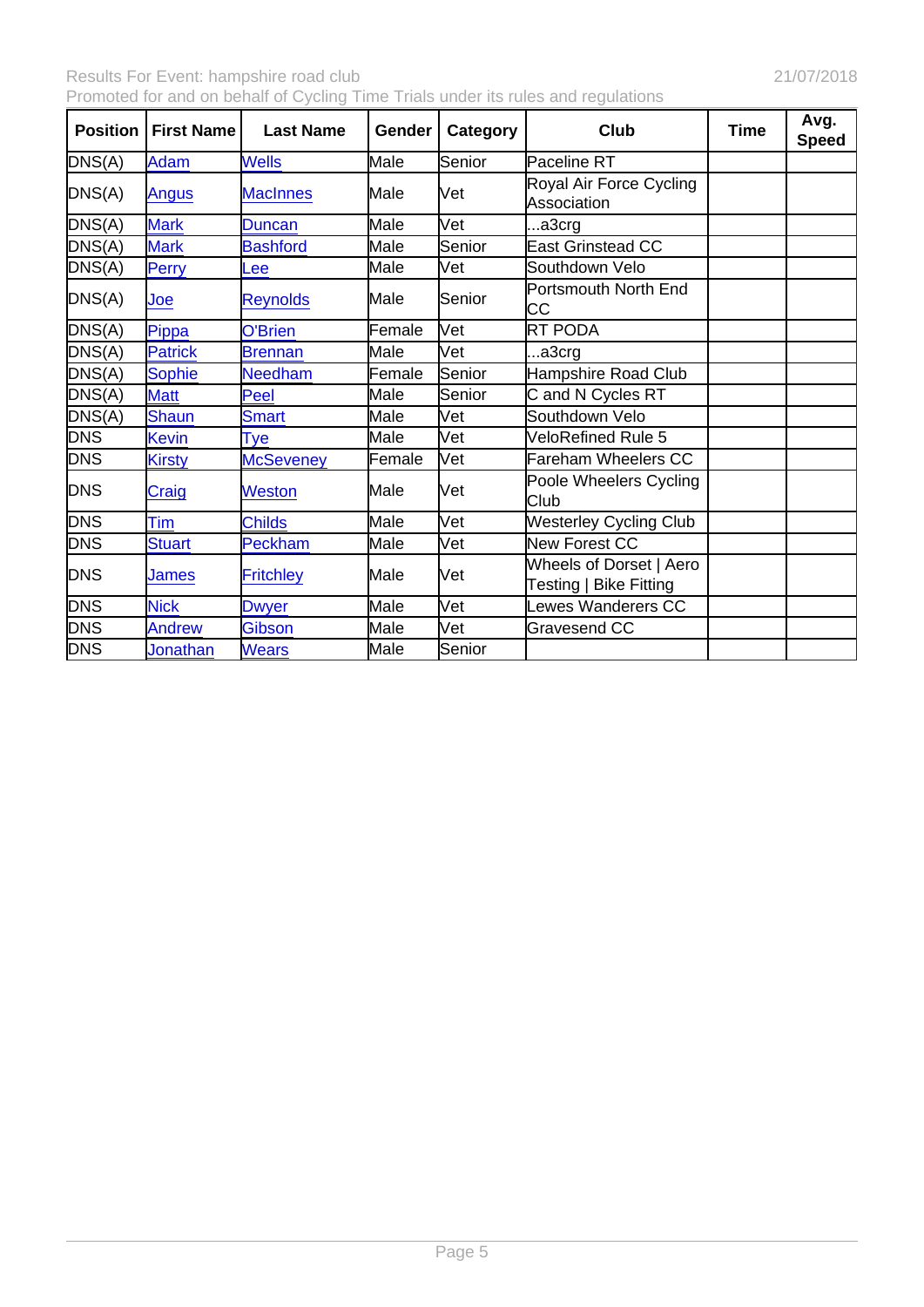| Position | First Name | Last Name | Gender | Category | Club | Time | Avg. Speed |
|---|---|---|---|---|---|---|---|
| DNS(A) | Adam | Wells | Male | Senior | Paceline RT | | |
| DNS(A) | Angus | MacInnes | Male | Vet | Royal Air Force Cycling Association | | |
| DNS(A) | Mark | Duncan | Male | Vet | ...a3crg | | |
| DNS(A) | Mark | Bashford | Male | Senior | East Grinstead CC | | |
| DNS(A) | Perry | Lee | Male | Vet | Southdown Velo | | |
| DNS(A) | Joe | Reynolds | Male | Senior | Portsmouth North End CC | | |
| DNS(A) | Pippa | O'Brien | Female | Vet | RT PODA | | |
| DNS(A) | Patrick | Brennan | Male | Vet | ...a3crg | | |
| DNS(A) | Sophie | Needham | Female | Senior | Hampshire Road Club | | |
| DNS(A) | Matt | Peel | Male | Senior | C and N Cycles RT | | |
| DNS(A) | Shaun | Smart | Male | Vet | Southdown Velo | | |
| DNS | Kevin | Tye | Male | Vet | VeloRefined Rule 5 | | |
| DNS | Kirsty | McSeveney | Female | Vet | Fareham Wheelers CC | | |
| DNS | Craig | Weston | Male | Vet | Poole Wheelers Cycling Club | | |
| DNS | Tim | Childs | Male | Vet | Westerley Cycling Club | | |
| DNS | Stuart | Peckham | Male | Vet | New Forest CC | | |
| DNS | James | Fritchley | Male | Vet | Wheels of Dorset \| Aero Testing \| Bike Fitting | | |
| DNS | Nick | Dwyer | Male | Vet | Lewes Wanderers CC | | |
| DNS | Andrew | Gibson | Male | Vet | Gravesend CC | | |
| DNS | Jonathan | Wears | Male | Senior | | | |